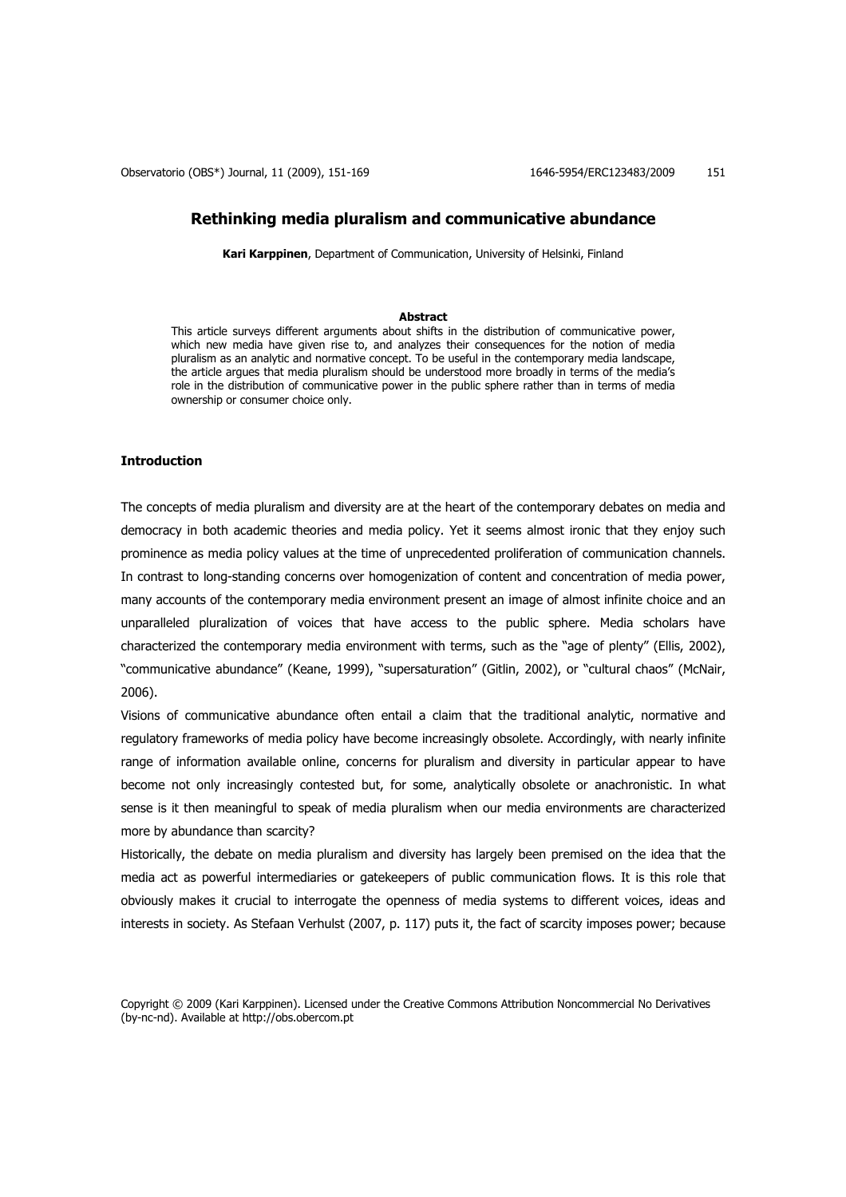# Rethinking media pluralism and communicative abundance

**Kari Karppinen**, Department of Communication, University of Helsinki, Finland

### Abstract

This article surveys different arguments about shifts in the distribution of communicative power, which new media have given rise to, and analyzes their consequences for the notion of media pluralism as an analytic and normative concept. To be useful in the contemporary media landscape, the article argues that media pluralism should be understood more broadly in terms of the media's role in the distribution of communicative power in the public sphere rather than in terms of media ownership or consumer choice only.

## Introduction

The concepts of media pluralism and diversity are at the heart of the contemporary debates on media and democracy in both academic theories and media policy. Yet it seems almost ironic that they enjoy such prominence as media policy values at the time of unprecedented proliferation of communication channels. In contrast to long-standing concerns over homogenization of content and concentration of media power, many accounts of the contemporary media environment present an image of almost infinite choice and an unparalleled pluralization of voices that have access to the public sphere. Media scholars have characterized the contemporary media environment with terms, such as the "age of plenty" (Ellis, 2002), "communicative abundance" (Keane, 1999), "supersaturation" (Gitlin, 2002), or "cultural chaos" (McNair, 2006).

Visions of communicative abundance often entail a claim that the traditional analytic, normative and regulatory frameworks of media policy have become increasingly obsolete. Accordingly, with nearly infinite range of information available online, concerns for pluralism and diversity in particular appear to have become not only increasingly contested but, for some, analytically obsolete or anachronistic. In what sense is it then meaningful to speak of media pluralism when our media environments are characterized more by abundance than scarcity?

Historically, the debate on media pluralism and diversity has largely been premised on the idea that the media act as powerful intermediaries or gatekeepers of public communication flows. It is this role that obviously makes it crucial to interrogate the openness of media systems to different voices, ideas and interests in society. As Stefaan Verhulst (2007, p. 117) puts it, the fact of scarcity imposes power; because

Copyright © 2009 (Kari Karppinen). Licensed under the Creative Commons Attribution Noncommercial No Derivatives (by-nc-nd). Available at http://obs.obercom.pt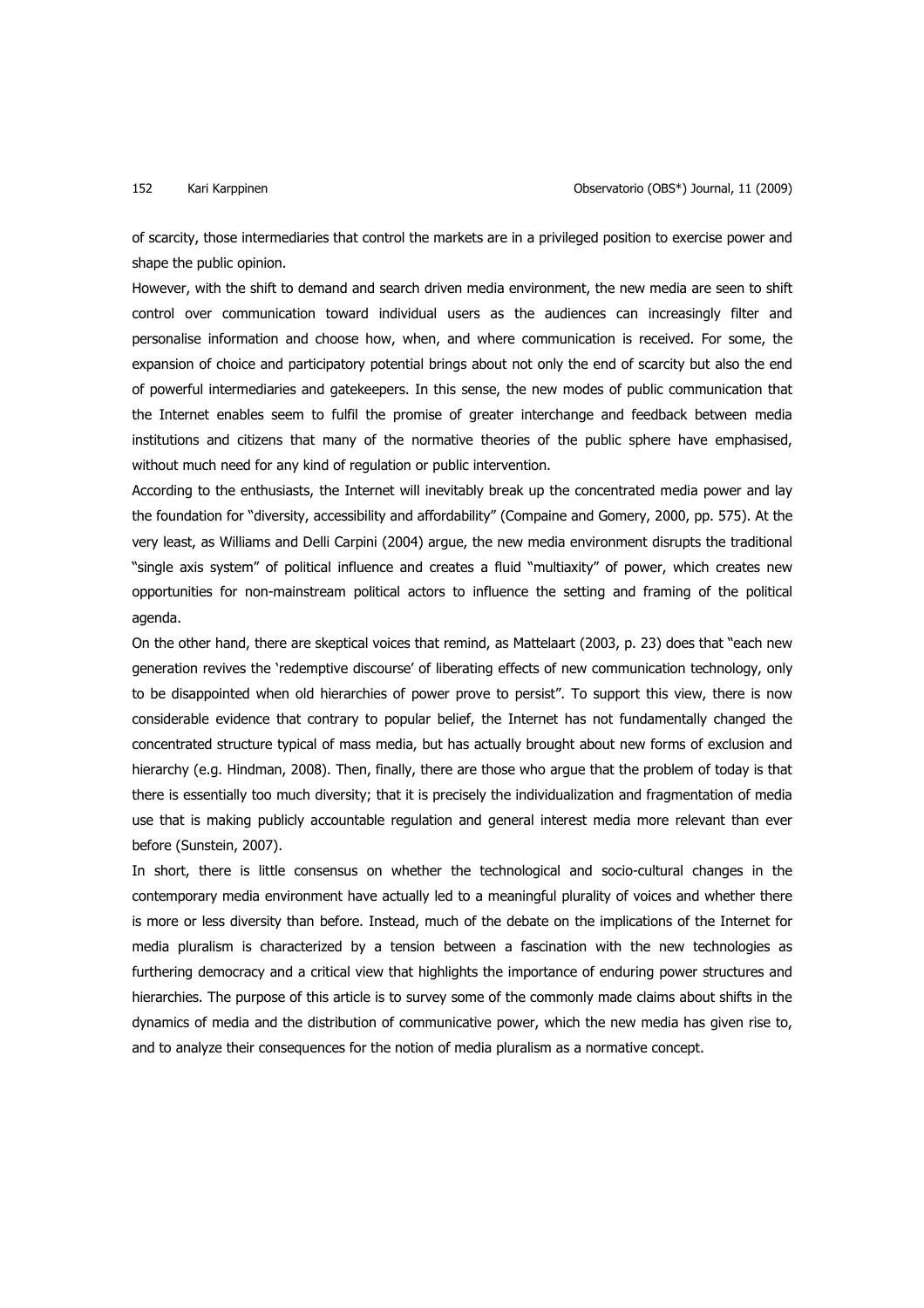of scarcity, those intermediaries that control the markets are in a privileged position to exercise power and shape the public opinion.

However, with the shift to demand and search driven media environment, the new media are seen to shift control over communication toward individual users as the audiences can increasingly filter and personalise information and choose how, when, and where communication is received. For some, the expansion of choice and participatory potential brings about not only the end of scarcity but also the end of powerful intermediaries and gatekeepers. In this sense, the new modes of public communication that the Internet enables seem to fulfil the promise of greater interchange and feedback between media institutions and citizens that many of the normative theories of the public sphere have emphasised, without much need for any kind of regulation or public intervention.

According to the enthusiasts, the Internet will inevitably break up the concentrated media power and lay the foundation for "diversity, accessibility and affordability" (Compaine and Gomery, 2000, pp. 575). At the very least, as Williams and Delli Carpini (2004) argue, the new media environment disrupts the traditional "single axis system" of political influence and creates a fluid "multiaxity" of power, which creates new opportunities for non-mainstream political actors to influence the setting and framing of the political agenda.

On the other hand, there are skeptical voices that remind, as Mattelaart (2003, p. 23) does that "each new generation revives the 'redemptive discourse' of liberating effects of new communication technology, only to be disappointed when old hierarchies of power prove to persist". To support this view, there is now considerable evidence that contrary to popular belief, the Internet has not fundamentally changed the concentrated structure typical of mass media, but has actually brought about new forms of exclusion and hierarchy (e.g. Hindman, 2008). Then, finally, there are those who argue that the problem of today is that there is essentially too much diversity; that it is precisely the individualization and fragmentation of media use that is making publicly accountable regulation and general interest media more relevant than ever before (Sunstein, 2007).

In short, there is little consensus on whether the technological and socio-cultural changes in the contemporary media environment have actually led to a meaningful plurality of voices and whether there is more or less diversity than before. Instead, much of the debate on the implications of the Internet for media pluralism is characterized by a tension between a fascination with the new technologies as furthering democracy and a critical view that highlights the importance of enduring power structures and hierarchies. The purpose of this article is to survey some of the commonly made claims about shifts in the dynamics of media and the distribution of communicative power, which the new media has given rise to, and to analyze their consequences for the notion of media pluralism as a normative concept.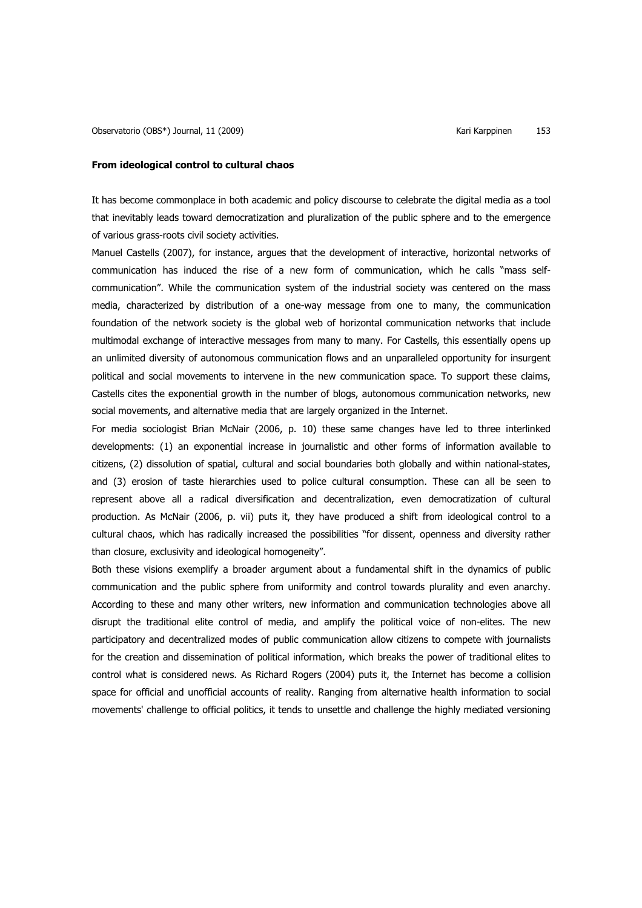## From ideological control to cultural chaos

It has become commonplace in both academic and policy discourse to celebrate the digital media as a tool that inevitably leads toward democratization and pluralization of the public sphere and to the emergence of various grass-roots civil society activities.

Manuel Castells (2007), for instance, argues that the development of interactive, horizontal networks of communication has induced the rise of a new form of communication, which he calls "mass self-communication". While the communication system of the industrial society was centered on the mass media, characterized by distribution of a one-way message from one to many, the communication foundation of the network society is the global web of horizontal communication networks that include multimodal exchange of interactive messages from many to many. For Castells, this essentially opens up an unlimited diversity of autonomous communication flows and an unparalleled opportunity for insurgent political and social movements to intervene in the new communication space. To support these claims, Castells cites the exponential growth in the number of blogs, autonomous communication networks, new social movements, and alternative media that are largely organized in the Internet.

For media sociologist Brian McNair (2006, p. 10) these same changes have led to three interlinked developments: (1) an exponential increase in journalistic and other forms of information available to citizens, (2) dissolution of spatial, cultural and social boundaries both globally and within national-states, and (3) erosion of taste hierarchies used to police cultural consumption. These can all be seen to represent above all a radical diversification and decentralization, even democratization of cultural production. As McNair (2006, p. vii) puts it, they have produced a shift from ideological control to a cultural chaos, which has radically increased the possibilities "for dissent, openness and diversity rather than closure, exclusivity and ideological homogeneity".

Both these visions exemplify a broader argument about a fundamental shift in the dynamics of public communication and the public sphere from uniformity and control towards plurality and even anarchy. According to these and many other writers, new information and communication technologies above all disrupt the traditional elite control of media, and amplify the political voice of non-elites. The new participatory and decentralized modes of public communication allow citizens to compete with journalists for the creation and dissemination of political information, which breaks the power of traditional elites to control what is considered news. As Richard Rogers (2004) puts it, the Internet has become a collision space for official and unofficial accounts of reality. Ranging from alternative health information to social movements' challenge to official politics, it tends to unsettle and challenge the highly mediated versioning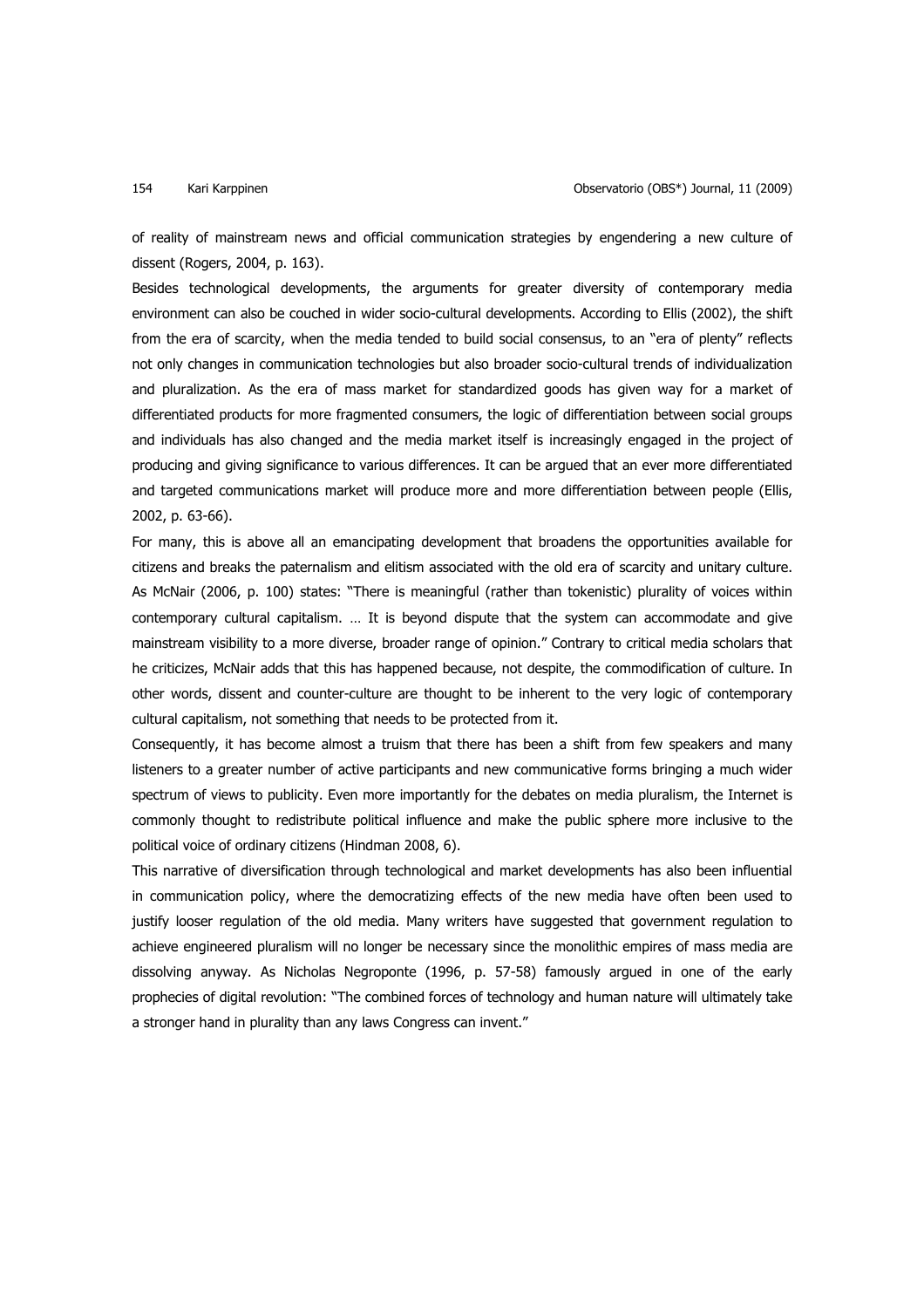of reality of mainstream news and official communication strategies by engendering a new culture of dissent (Rogers, 2004, p. 163).

Besides technological developments, the arguments for greater diversity of contemporary media environment can also be couched in wider socio-cultural developments. According to Ellis (2002), the shift from the era of scarcity, when the media tended to build social consensus, to an "era of plenty" reflects not only changes in communication technologies but also broader socio-cultural trends of individualization and pluralization. As the era of mass market for standardized goods has given way for a market of differentiated products for more fragmented consumers, the logic of differentiation between social groups and individuals has also changed and the media market itself is increasingly engaged in the project of producing and giving significance to various differences. It can be argued that an ever more differentiated and targeted communications market will produce more and more differentiation between people (Ellis, 2002, p. 63-66).

For many, this is above all an emancipating development that broadens the opportunities available for citizens and breaks the paternalism and elitism associated with the old era of scarcity and unitary culture. As McNair (2006, p. 100) states: "There is meaningful (rather than tokenistic) plurality of voices within contemporary cultural capitalism. … It is beyond dispute that the system can accommodate and give mainstream visibility to a more diverse, broader range of opinion." Contrary to critical media scholars that he criticizes, McNair adds that this has happened because, not despite, the commodification of culture. In other words, dissent and counter-culture are thought to be inherent to the very logic of contemporary cultural capitalism, not something that needs to be protected from it.

Consequently, it has become almost a truism that there has been a shift from few speakers and many listeners to a greater number of active participants and new communicative forms bringing a much wider spectrum of views to publicity. Even more importantly for the debates on media pluralism, the Internet is commonly thought to redistribute political influence and make the public sphere more inclusive to the political voice of ordinary citizens (Hindman 2008, 6).

This narrative of diversification through technological and market developments has also been influential in communication policy, where the democratizing effects of the new media have often been used to justify looser regulation of the old media. Many writers have suggested that government regulation to achieve engineered pluralism will no longer be necessary since the monolithic empires of mass media are dissolving anyway. As Nicholas Negroponte (1996, p. 57-58) famously argued in one of the early prophecies of digital revolution: "The combined forces of technology and human nature will ultimately take a stronger hand in plurality than any laws Congress can invent."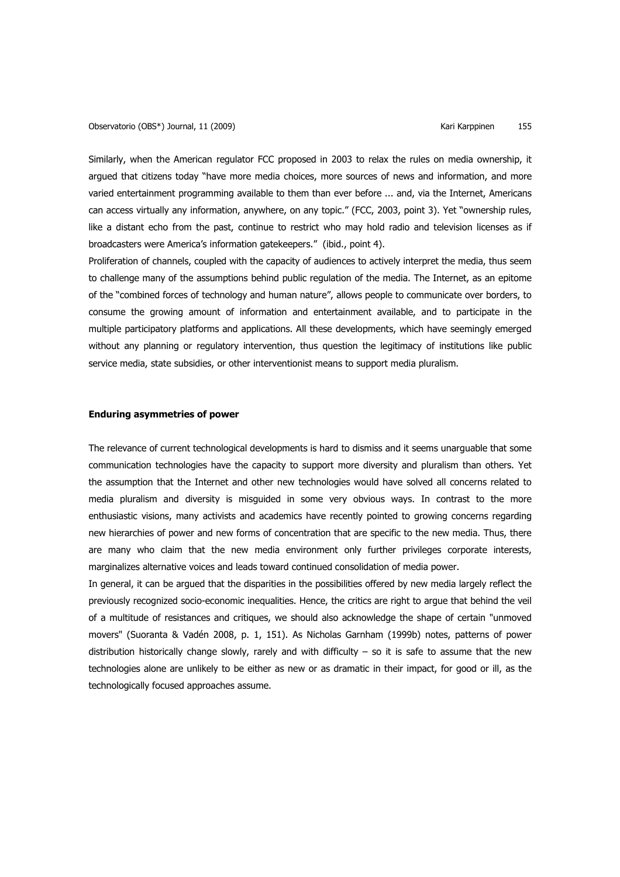Similarly, when the American regulator FCC proposed in 2003 to relax the rules on media ownership, it argued that citizens today "have more media choices, more sources of news and information, and more varied entertainment programming available to them than ever before ... and, via the Internet, Americans can access virtually any information, anywhere, on any topic." (FCC, 2003, point 3). Yet "ownership rules, like a distant echo from the past, continue to restrict who may hold radio and television licenses as if broadcasters were America's information gatekeepers." (ibid., point 4).

Proliferation of channels, coupled with the capacity of audiences to actively interpret the media, thus seem to challenge many of the assumptions behind public regulation of the media. The Internet, as an epitome of the "combined forces of technology and human nature", allows people to communicate over borders, to consume the growing amount of information and entertainment available, and to participate in the multiple participatory platforms and applications. All these developments, which have seemingly emerged without any planning or regulatory intervention, thus question the legitimacy of institutions like public service media, state subsidies, or other interventionist means to support media pluralism.

**Enduring asymmetries of power**

The relevance of current technological developments is hard to dismiss and it seems unarguable that some communication technologies have the capacity to support more diversity and pluralism than others. Yet the assumption that the Internet and other new technologies would have solved all concerns related to media pluralism and diversity is misguided in some very obvious ways. In contrast to the more enthusiastic visions, many activists and academics have recently pointed to growing concerns regarding new hierarchies of power and new forms of concentration that are specific to the new media. Thus, there are many who claim that the new media environment only further privileges corporate interests, marginalizes alternative voices and leads toward continued consolidation of media power.

In general, it can be argued that the disparities in the possibilities offered by new media largely reflect the previously recognized socio-economic inequalities. Hence, the critics are right to argue that behind the veil of a multitude of resistances and critiques, we should also acknowledge the shape of certain "unmoved movers" (Suoranta & Vadén 2008, p. 1, 151). As Nicholas Garnham (1999b) notes, patterns of power distribution historically change slowly, rarely and with difficulty – so it is safe to assume that the new technologies alone are unlikely to be either as new or as dramatic in their impact, for good or ill, as the technologically focused approaches assume.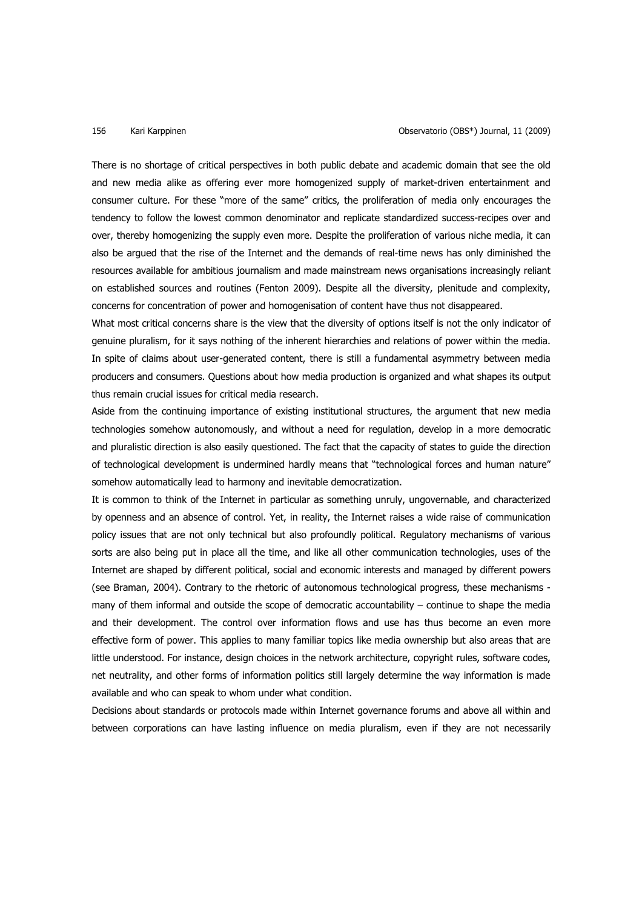There is no shortage of critical perspectives in both public debate and academic domain that see the old and new media alike as offering ever more homogenized supply of market-driven entertainment and consumer culture. For these "more of the same" critics, the proliferation of media only encourages the tendency to follow the lowest common denominator and replicate standardized success-recipes over and over, thereby homogenizing the supply even more. Despite the proliferation of various niche media, it can also be argued that the rise of the Internet and the demands of real-time news has only diminished the resources available for ambitious journalism and made mainstream news organisations increasingly reliant on established sources and routines (Fenton 2009). Despite all the diversity, plenitude and complexity, concerns for concentration of power and homogenisation of content have thus not disappeared.

What most critical concerns share is the view that the diversity of options itself is not the only indicator of genuine pluralism, for it says nothing of the inherent hierarchies and relations of power within the media. In spite of claims about user-generated content, there is still a fundamental asymmetry between media producers and consumers. Questions about how media production is organized and what shapes its output thus remain crucial issues for critical media research.

Aside from the continuing importance of existing institutional structures, the argument that new media technologies somehow autonomously, and without a need for regulation, develop in a more democratic and pluralistic direction is also easily questioned. The fact that the capacity of states to guide the direction of technological development is undermined hardly means that "technological forces and human nature" somehow automatically lead to harmony and inevitable democratization.

It is common to think of the Internet in particular as something unruly, ungovernable, and characterized by openness and an absence of control. Yet, in reality, the Internet raises a wide raise of communication policy issues that are not only technical but also profoundly political. Regulatory mechanisms of various sorts are also being put in place all the time, and like all other communication technologies, uses of the Internet are shaped by different political, social and economic interests and managed by different powers (see Braman, 2004). Contrary to the rhetoric of autonomous technological progress, these mechanisms - many of them informal and outside the scope of democratic accountability – continue to shape the media and their development. The control over information flows and use has thus become an even more effective form of power. This applies to many familiar topics like media ownership but also areas that are little understood. For instance, design choices in the network architecture, copyright rules, software codes, net neutrality, and other forms of information politics still largely determine the way information is made available and who can speak to whom under what condition.

Decisions about standards or protocols made within Internet governance forums and above all within and between corporations can have lasting influence on media pluralism, even if they are not necessarily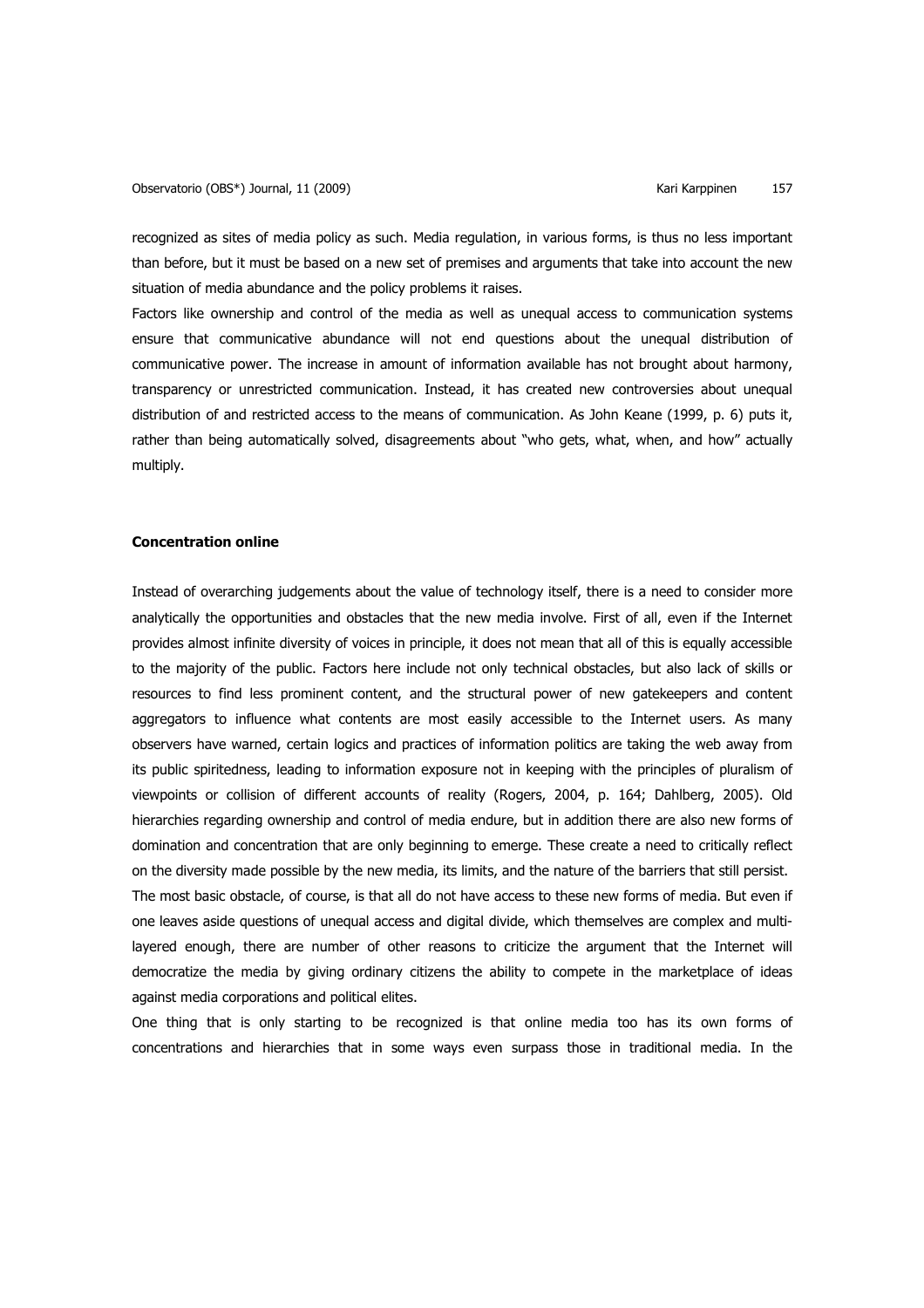recognized as sites of media policy as such. Media regulation, in various forms, is thus no less important than before, but it must be based on a new set of premises and arguments that take into account the new situation of media abundance and the policy problems it raises.

Factors like ownership and control of the media as well as unequal access to communication systems ensure that communicative abundance will not end questions about the unequal distribution of communicative power. The increase in amount of information available has not brought about harmony, transparency or unrestricted communication. Instead, it has created new controversies about unequal distribution of and restricted access to the means of communication. As John Keane (1999, p. 6) puts it, rather than being automatically solved, disagreements about "who gets, what, when, and how" actually multiply.

**Concentration online**

Instead of overarching judgements about the value of technology itself, there is a need to consider more analytically the opportunities and obstacles that the new media involve. First of all, even if the Internet provides almost infinite diversity of voices in principle, it does not mean that all of this is equally accessible to the majority of the public. Factors here include not only technical obstacles, but also lack of skills or resources to find less prominent content, and the structural power of new gatekeepers and content aggregators to influence what contents are most easily accessible to the Internet users. As many observers have warned, certain logics and practices of information politics are taking the web away from its public spiritedness, leading to information exposure not in keeping with the principles of pluralism of viewpoints or collision of different accounts of reality (Rogers, 2004, p. 164; Dahlberg, 2005). Old hierarchies regarding ownership and control of media endure, but in addition there are also new forms of domination and concentration that are only beginning to emerge. These create a need to critically reflect on the diversity made possible by the new media, its limits, and the nature of the barriers that still persist.

The most basic obstacle, of course, is that all do not have access to these new forms of media. But even if one leaves aside questions of unequal access and digital divide, which themselves are complex and multi-layered enough, there are number of other reasons to criticize the argument that the Internet will democratize the media by giving ordinary citizens the ability to compete in the marketplace of ideas against media corporations and political elites.

One thing that is only starting to be recognized is that online media too has its own forms of concentrations and hierarchies that in some ways even surpass those in traditional media. In the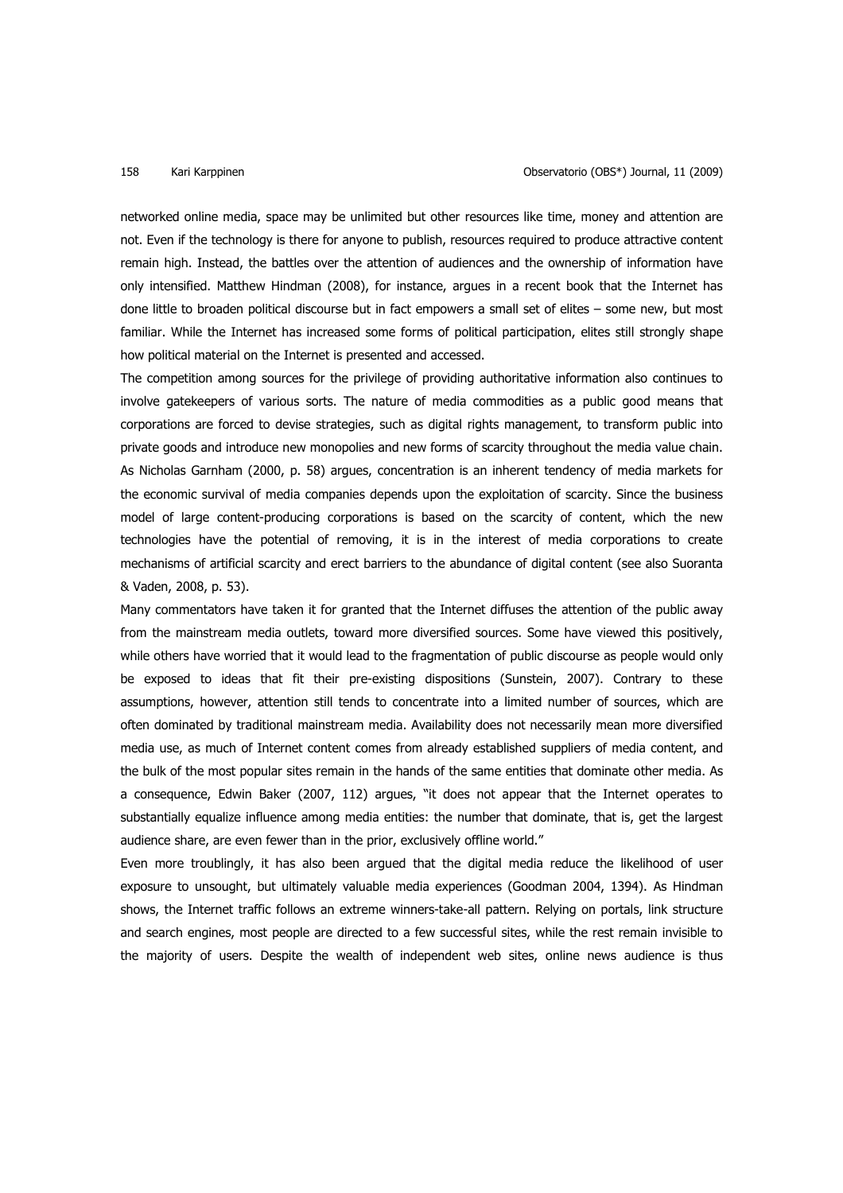networked online media, space may be unlimited but other resources like time, money and attention are not. Even if the technology is there for anyone to publish, resources required to produce attractive content remain high. Instead, the battles over the attention of audiences and the ownership of information have only intensified. Matthew Hindman (2008), for instance, argues in a recent book that the Internet has done little to broaden political discourse but in fact empowers a small set of elites – some new, but most familiar. While the Internet has increased some forms of political participation, elites still strongly shape how political material on the Internet is presented and accessed.

The competition among sources for the privilege of providing authoritative information also continues to involve gatekeepers of various sorts. The nature of media commodities as a public good means that corporations are forced to devise strategies, such as digital rights management, to transform public into private goods and introduce new monopolies and new forms of scarcity throughout the media value chain. As Nicholas Garnham (2000, p. 58) argues, concentration is an inherent tendency of media markets for the economic survival of media companies depends upon the exploitation of scarcity. Since the business model of large content-producing corporations is based on the scarcity of content, which the new technologies have the potential of removing, it is in the interest of media corporations to create mechanisms of artificial scarcity and erect barriers to the abundance of digital content (see also Suoranta & Vaden, 2008, p. 53).

Many commentators have taken it for granted that the Internet diffuses the attention of the public away from the mainstream media outlets, toward more diversified sources. Some have viewed this positively, while others have worried that it would lead to the fragmentation of public discourse as people would only be exposed to ideas that fit their pre-existing dispositions (Sunstein, 2007). Contrary to these assumptions, however, attention still tends to concentrate into a limited number of sources, which are often dominated by traditional mainstream media. Availability does not necessarily mean more diversified media use, as much of Internet content comes from already established suppliers of media content, and the bulk of the most popular sites remain in the hands of the same entities that dominate other media. As a consequence, Edwin Baker (2007, 112) argues, "it does not appear that the Internet operates to substantially equalize influence among media entities: the number that dominate, that is, get the largest audience share, are even fewer than in the prior, exclusively offline world."

Even more troublingly, it has also been argued that the digital media reduce the likelihood of user exposure to unsought, but ultimately valuable media experiences (Goodman 2004, 1394). As Hindman shows, the Internet traffic follows an extreme winners-take-all pattern. Relying on portals, link structure and search engines, most people are directed to a few successful sites, while the rest remain invisible to the majority of users. Despite the wealth of independent web sites, online news audience is thus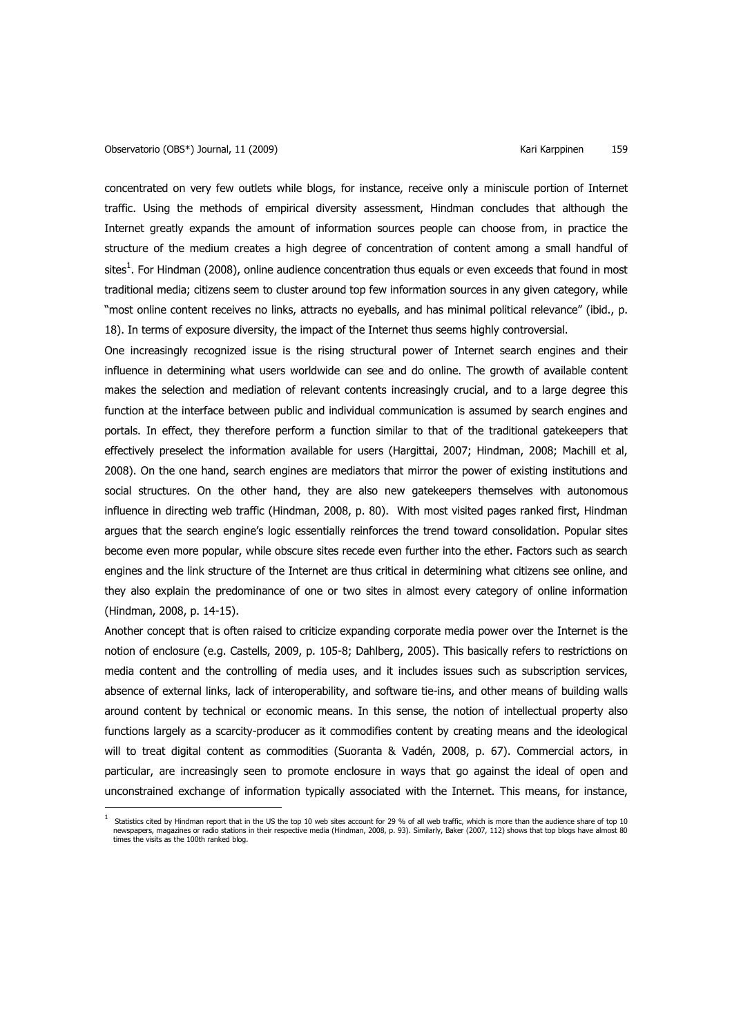concentrated on very few outlets while blogs, for instance, receive only a miniscule portion of Internet traffic. Using the methods of empirical diversity assessment, Hindman concludes that although the Internet greatly expands the amount of information sources people can choose from, in practice the structure of the medium creates a high degree of concentration of content among a small handful of sites[1]. For Hindman (2008), online audience concentration thus equals or even exceeds that found in most traditional media; citizens seem to cluster around top few information sources in any given category, while "most online content receives no links, attracts no eyeballs, and has minimal political relevance" (ibid., p. 18). In terms of exposure diversity, the impact of the Internet thus seems highly controversial.

One increasingly recognized issue is the rising structural power of Internet search engines and their influence in determining what users worldwide can see and do online. The growth of available content makes the selection and mediation of relevant contents increasingly crucial, and to a large degree this function at the interface between public and individual communication is assumed by search engines and portals. In effect, they therefore perform a function similar to that of the traditional gatekeepers that effectively preselect the information available for users (Hargittai, 2007; Hindman, 2008; Machill et al, 2008). On the one hand, search engines are mediators that mirror the power of existing institutions and social structures. On the other hand, they are also new gatekeepers themselves with autonomous influence in directing web traffic (Hindman, 2008, p. 80). With most visited pages ranked first, Hindman argues that the search engine's logic essentially reinforces the trend toward consolidation. Popular sites become even more popular, while obscure sites recede even further into the ether. Factors such as search engines and the link structure of the Internet are thus critical in determining what citizens see online, and they also explain the predominance of one or two sites in almost every category of online information (Hindman, 2008, p. 14-15).

Another concept that is often raised to criticize expanding corporate media power over the Internet is the notion of enclosure (e.g. Castells, 2009, p. 105-8; Dahlberg, 2005). This basically refers to restrictions on media content and the controlling of media uses, and it includes issues such as subscription services, absence of external links, lack of interoperability, and software tie-ins, and other means of building walls around content by technical or economic means. In this sense, the notion of intellectual property also functions largely as a scarcity-producer as it commodifies content by creating means and the ideological will to treat digital content as commodities (Suoranta & Vadén, 2008, p. 67). Commercial actors, in particular, are increasingly seen to promote enclosure in ways that go against the ideal of open and unconstrained exchange of information typically associated with the Internet. This means, for instance,

---

[1] Statistics cited by Hindman report that in the US the top 10 web sites account for 29 % of all web traffic, which is more than the audience share of top 10 newspapers, magazines or radio stations in their respective media (Hindman, 2008, p. 93). Similarly, Baker (2007, 112) shows that top blogs have almost 80 times the visits as the 100th ranked blog.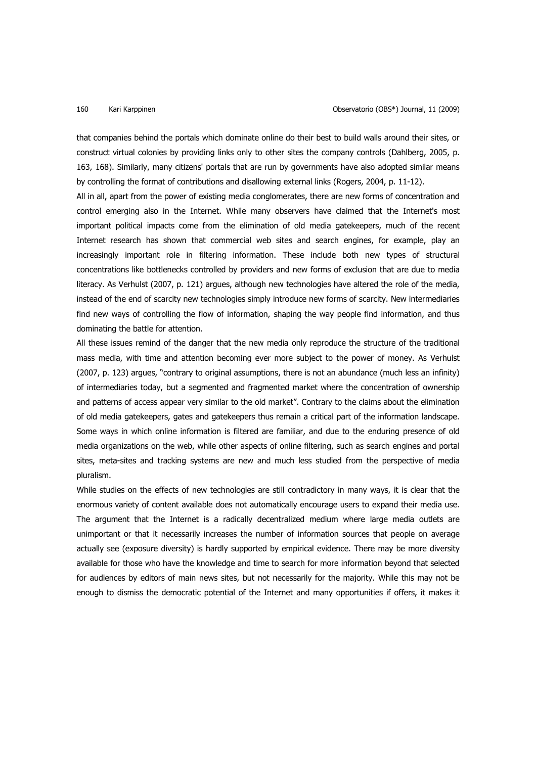that companies behind the portals which dominate online do their best to build walls around their sites, or construct virtual colonies by providing links only to other sites the company controls (Dahlberg, 2005, p. 163, 168). Similarly, many citizens' portals that are run by governments have also adopted similar means by controlling the format of contributions and disallowing external links (Rogers, 2004, p. 11-12).

All in all, apart from the power of existing media conglomerates, there are new forms of concentration and control emerging also in the Internet. While many observers have claimed that the Internet's most important political impacts come from the elimination of old media gatekeepers, much of the recent Internet research has shown that commercial web sites and search engines, for example, play an increasingly important role in filtering information. These include both new types of structural concentrations like bottlenecks controlled by providers and new forms of exclusion that are due to media literacy. As Verhulst (2007, p. 121) argues, although new technologies have altered the role of the media, instead of the end of scarcity new technologies simply introduce new forms of scarcity. New intermediaries find new ways of controlling the flow of information, shaping the way people find information, and thus dominating the battle for attention.

All these issues remind of the danger that the new media only reproduce the structure of the traditional mass media, with time and attention becoming ever more subject to the power of money. As Verhulst (2007, p. 123) argues, "contrary to original assumptions, there is not an abundance (much less an infinity) of intermediaries today, but a segmented and fragmented market where the concentration of ownership and patterns of access appear very similar to the old market". Contrary to the claims about the elimination of old media gatekeepers, gates and gatekeepers thus remain a critical part of the information landscape. Some ways in which online information is filtered are familiar, and due to the enduring presence of old media organizations on the web, while other aspects of online filtering, such as search engines and portal sites, meta-sites and tracking systems are new and much less studied from the perspective of media pluralism.

While studies on the effects of new technologies are still contradictory in many ways, it is clear that the enormous variety of content available does not automatically encourage users to expand their media use. The argument that the Internet is a radically decentralized medium where large media outlets are unimportant or that it necessarily increases the number of information sources that people on average actually see (exposure diversity) is hardly supported by empirical evidence. There may be more diversity available for those who have the knowledge and time to search for more information beyond that selected for audiences by editors of main news sites, but not necessarily for the majority. While this may not be enough to dismiss the democratic potential of the Internet and many opportunities if offers, it makes it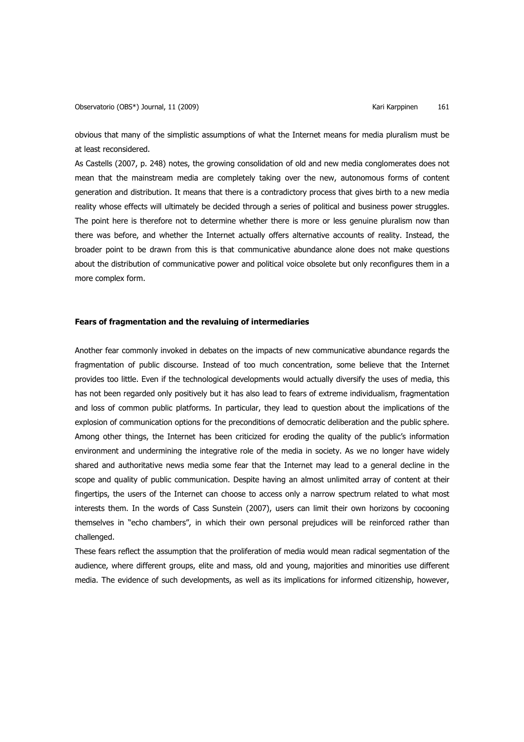obvious that many of the simplistic assumptions of what the Internet means for media pluralism must be at least reconsidered.

As Castells (2007, p. 248) notes, the growing consolidation of old and new media conglomerates does not mean that the mainstream media are completely taking over the new, autonomous forms of content generation and distribution. It means that there is a contradictory process that gives birth to a new media reality whose effects will ultimately be decided through a series of political and business power struggles. The point here is therefore not to determine whether there is more or less genuine pluralism now than there was before, and whether the Internet actually offers alternative accounts of reality. Instead, the broader point to be drawn from this is that communicative abundance alone does not make questions about the distribution of communicative power and political voice obsolete but only reconfigures them in a more complex form.

**Fears of fragmentation and the revaluing of intermediaries**

Another fear commonly invoked in debates on the impacts of new communicative abundance regards the fragmentation of public discourse. Instead of too much concentration, some believe that the Internet provides too little. Even if the technological developments would actually diversify the uses of media, this has not been regarded only positively but it has also lead to fears of extreme individualism, fragmentation and loss of common public platforms. In particular, they lead to question about the implications of the explosion of communication options for the preconditions of democratic deliberation and the public sphere. Among other things, the Internet has been criticized for eroding the quality of the public's information environment and undermining the integrative role of the media in society. As we no longer have widely shared and authoritative news media some fear that the Internet may lead to a general decline in the scope and quality of public communication. Despite having an almost unlimited array of content at their fingertips, the users of the Internet can choose to access only a narrow spectrum related to what most interests them. In the words of Cass Sunstein (2007), users can limit their own horizons by cocooning themselves in "echo chambers", in which their own personal prejudices will be reinforced rather than challenged.

These fears reflect the assumption that the proliferation of media would mean radical segmentation of the audience, where different groups, elite and mass, old and young, majorities and minorities use different media. The evidence of such developments, as well as its implications for informed citizenship, however,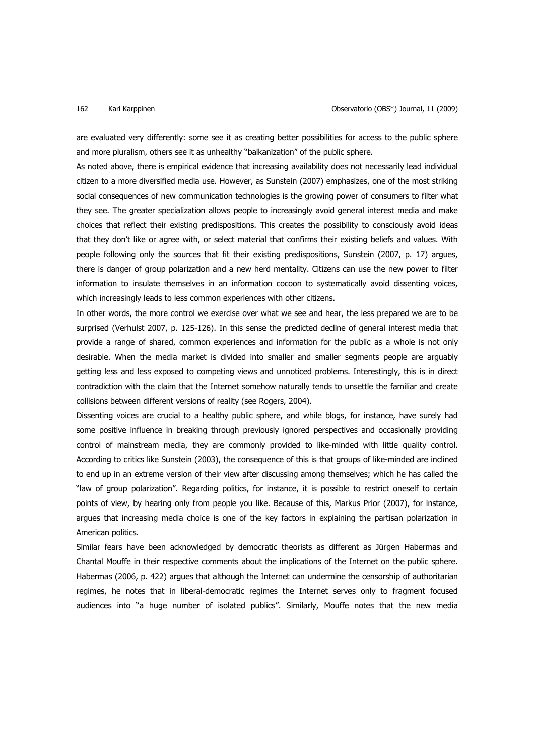are evaluated very differently: some see it as creating better possibilities for access to the public sphere and more pluralism, others see it as unhealthy "balkanization" of the public sphere.

As noted above, there is empirical evidence that increasing availability does not necessarily lead individual citizen to a more diversified media use. However, as Sunstein (2007) emphasizes, one of the most striking social consequences of new communication technologies is the growing power of consumers to filter what they see. The greater specialization allows people to increasingly avoid general interest media and make choices that reflect their existing predispositions. This creates the possibility to consciously avoid ideas that they don't like or agree with, or select material that confirms their existing beliefs and values. With people following only the sources that fit their existing predispositions, Sunstein (2007, p. 17) argues, there is danger of group polarization and a new herd mentality. Citizens can use the new power to filter information to insulate themselves in an information cocoon to systematically avoid dissenting voices, which increasingly leads to less common experiences with other citizens.

In other words, the more control we exercise over what we see and hear, the less prepared we are to be surprised (Verhulst 2007, p. 125-126). In this sense the predicted decline of general interest media that provide a range of shared, common experiences and information for the public as a whole is not only desirable. When the media market is divided into smaller and smaller segments people are arguably getting less and less exposed to competing views and unnoticed problems. Interestingly, this is in direct contradiction with the claim that the Internet somehow naturally tends to unsettle the familiar and create collisions between different versions of reality (see Rogers, 2004).

Dissenting voices are crucial to a healthy public sphere, and while blogs, for instance, have surely had some positive influence in breaking through previously ignored perspectives and occasionally providing control of mainstream media, they are commonly provided to like-minded with little quality control. According to critics like Sunstein (2003), the consequence of this is that groups of like-minded are inclined to end up in an extreme version of their view after discussing among themselves; which he has called the "law of group polarization". Regarding politics, for instance, it is possible to restrict oneself to certain points of view, by hearing only from people you like. Because of this, Markus Prior (2007), for instance, argues that increasing media choice is one of the key factors in explaining the partisan polarization in American politics.

Similar fears have been acknowledged by democratic theorists as different as Jürgen Habermas and Chantal Mouffe in their respective comments about the implications of the Internet on the public sphere. Habermas (2006, p. 422) argues that although the Internet can undermine the censorship of authoritarian regimes, he notes that in liberal-democratic regimes the Internet serves only to fragment focused audiences into "a huge number of isolated publics". Similarly, Mouffe notes that the new media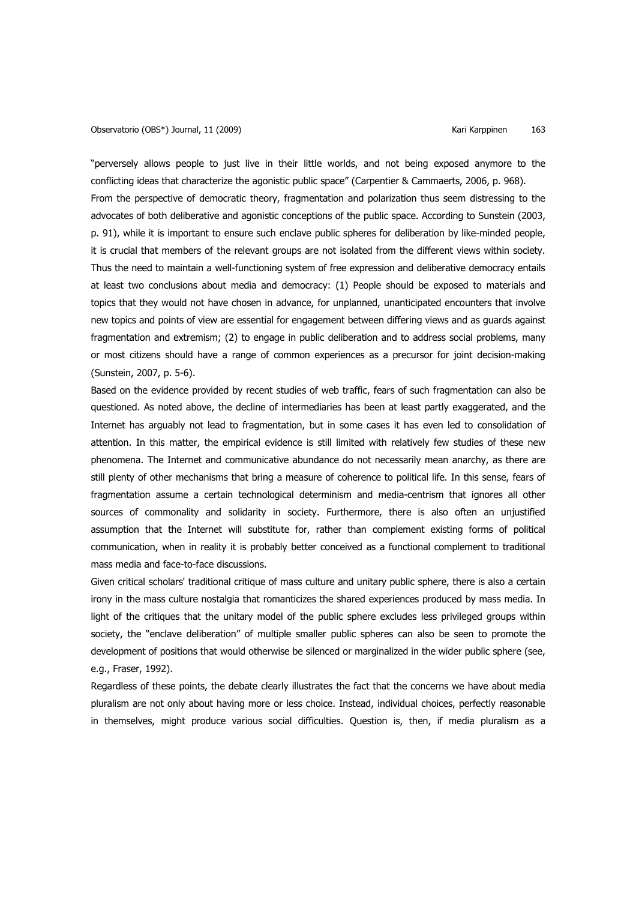"perversely allows people to just live in their little worlds, and not being exposed anymore to the conflicting ideas that characterize the agonistic public space" (Carpentier & Cammaerts, 2006, p. 968).

From the perspective of democratic theory, fragmentation and polarization thus seem distressing to the advocates of both deliberative and agonistic conceptions of the public space. According to Sunstein (2003, p. 91), while it is important to ensure such enclave public spheres for deliberation by like-minded people, it is crucial that members of the relevant groups are not isolated from the different views within society. Thus the need to maintain a well-functioning system of free expression and deliberative democracy entails at least two conclusions about media and democracy: (1) People should be exposed to materials and topics that they would not have chosen in advance, for unplanned, unanticipated encounters that involve new topics and points of view are essential for engagement between differing views and as guards against fragmentation and extremism; (2) to engage in public deliberation and to address social problems, many or most citizens should have a range of common experiences as a precursor for joint decision-making (Sunstein, 2007, p. 5-6).

Based on the evidence provided by recent studies of web traffic, fears of such fragmentation can also be questioned. As noted above, the decline of intermediaries has been at least partly exaggerated, and the Internet has arguably not lead to fragmentation, but in some cases it has even led to consolidation of attention. In this matter, the empirical evidence is still limited with relatively few studies of these new phenomena. The Internet and communicative abundance do not necessarily mean anarchy, as there are still plenty of other mechanisms that bring a measure of coherence to political life. In this sense, fears of fragmentation assume a certain technological determinism and media-centrism that ignores all other sources of commonality and solidarity in society. Furthermore, there is also often an unjustified assumption that the Internet will substitute for, rather than complement existing forms of political communication, when in reality it is probably better conceived as a functional complement to traditional mass media and face-to-face discussions.

Given critical scholars' traditional critique of mass culture and unitary public sphere, there is also a certain irony in the mass culture nostalgia that romanticizes the shared experiences produced by mass media. In light of the critiques that the unitary model of the public sphere excludes less privileged groups within society, the "enclave deliberation" of multiple smaller public spheres can also be seen to promote the development of positions that would otherwise be silenced or marginalized in the wider public sphere (see, e.g., Fraser, 1992).

Regardless of these points, the debate clearly illustrates the fact that the concerns we have about media pluralism are not only about having more or less choice. Instead, individual choices, perfectly reasonable in themselves, might produce various social difficulties. Question is, then, if media pluralism as a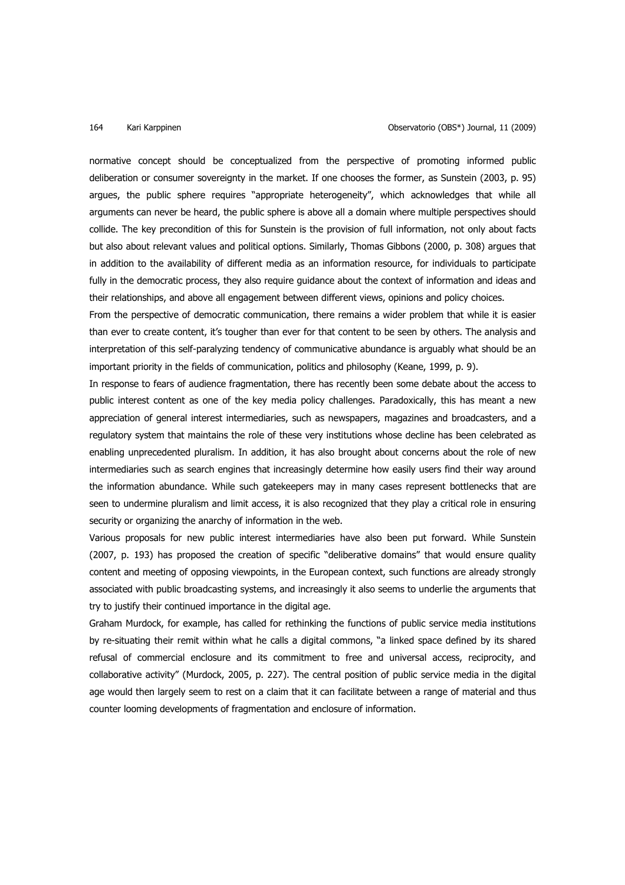normative concept should be conceptualized from the perspective of promoting informed public deliberation or consumer sovereignty in the market. If one chooses the former, as Sunstein (2003, p. 95) argues, the public sphere requires "appropriate heterogeneity", which acknowledges that while all arguments can never be heard, the public sphere is above all a domain where multiple perspectives should collide. The key precondition of this for Sunstein is the provision of full information, not only about facts but also about relevant values and political options. Similarly, Thomas Gibbons (2000, p. 308) argues that in addition to the availability of different media as an information resource, for individuals to participate fully in the democratic process, they also require guidance about the context of information and ideas and their relationships, and above all engagement between different views, opinions and policy choices.

From the perspective of democratic communication, there remains a wider problem that while it is easier than ever to create content, it's tougher than ever for that content to be seen by others. The analysis and interpretation of this self-paralyzing tendency of communicative abundance is arguably what should be an important priority in the fields of communication, politics and philosophy (Keane, 1999, p. 9).

In response to fears of audience fragmentation, there has recently been some debate about the access to public interest content as one of the key media policy challenges. Paradoxically, this has meant a new appreciation of general interest intermediaries, such as newspapers, magazines and broadcasters, and a regulatory system that maintains the role of these very institutions whose decline has been celebrated as enabling unprecedented pluralism. In addition, it has also brought about concerns about the role of new intermediaries such as search engines that increasingly determine how easily users find their way around the information abundance. While such gatekeepers may in many cases represent bottlenecks that are seen to undermine pluralism and limit access, it is also recognized that they play a critical role in ensuring security or organizing the anarchy of information in the web.

Various proposals for new public interest intermediaries have also been put forward. While Sunstein (2007, p. 193) has proposed the creation of specific "deliberative domains" that would ensure quality content and meeting of opposing viewpoints, in the European context, such functions are already strongly associated with public broadcasting systems, and increasingly it also seems to underlie the arguments that try to justify their continued importance in the digital age.

Graham Murdock, for example, has called for rethinking the functions of public service media institutions by re-situating their remit within what he calls a digital commons, "a linked space defined by its shared refusal of commercial enclosure and its commitment to free and universal access, reciprocity, and collaborative activity" (Murdock, 2005, p. 227). The central position of public service media in the digital age would then largely seem to rest on a claim that it can facilitate between a range of material and thus counter looming developments of fragmentation and enclosure of information.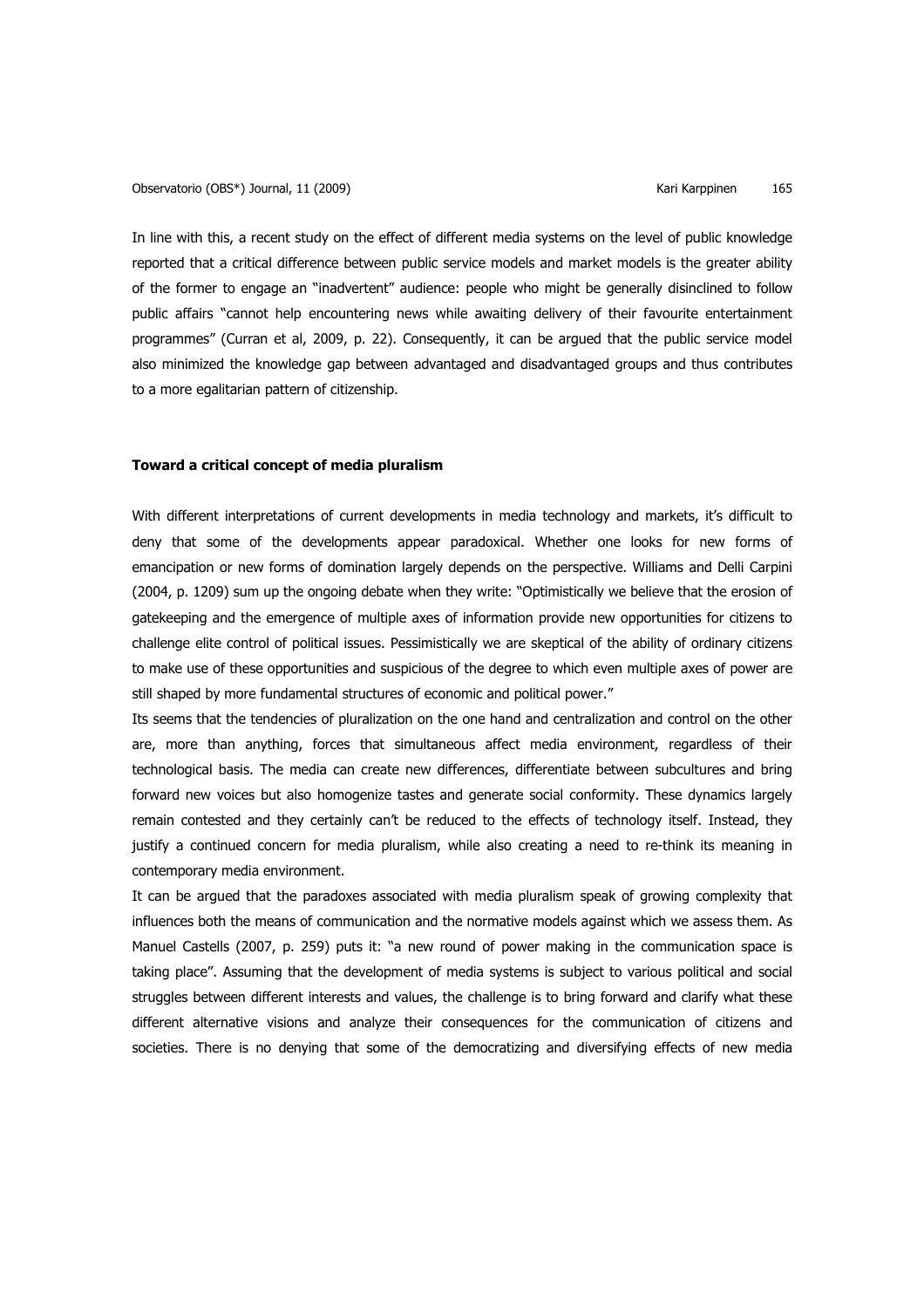In line with this, a recent study on the effect of different media systems on the level of public knowledge reported that a critical difference between public service models and market models is the greater ability of the former to engage an "inadvertent" audience: people who might be generally disinclined to follow public affairs "cannot help encountering news while awaiting delivery of their favourite entertainment programmes" (Curran et al, 2009, p. 22). Consequently, it can be argued that the public service model also minimized the knowledge gap between advantaged and disadvantaged groups and thus contributes to a more egalitarian pattern of citizenship.

## Toward a critical concept of media pluralism

With different interpretations of current developments in media technology and markets, it's difficult to deny that some of the developments appear paradoxical. Whether one looks for new forms of emancipation or new forms of domination largely depends on the perspective. Williams and Delli Carpini (2004, p. 1209) sum up the ongoing debate when they write: "Optimistically we believe that the erosion of gatekeeping and the emergence of multiple axes of information provide new opportunities for citizens to challenge elite control of political issues. Pessimistically we are skeptical of the ability of ordinary citizens to make use of these opportunities and suspicious of the degree to which even multiple axes of power are still shaped by more fundamental structures of economic and political power."

Its seems that the tendencies of pluralization on the one hand and centralization and control on the other are, more than anything, forces that simultaneous affect media environment, regardless of their technological basis. The media can create new differences, differentiate between subcultures and bring forward new voices but also homogenize tastes and generate social conformity. These dynamics largely remain contested and they certainly can't be reduced to the effects of technology itself. Instead, they justify a continued concern for media pluralism, while also creating a need to re-think its meaning in contemporary media environment.

It can be argued that the paradoxes associated with media pluralism speak of growing complexity that influences both the means of communication and the normative models against which we assess them. As Manuel Castells (2007, p. 259) puts it: "a new round of power making in the communication space is taking place". Assuming that the development of media systems is subject to various political and social struggles between different interests and values, the challenge is to bring forward and clarify what these different alternative visions and analyze their consequences for the communication of citizens and societies. There is no denying that some of the democratizing and diversifying effects of new media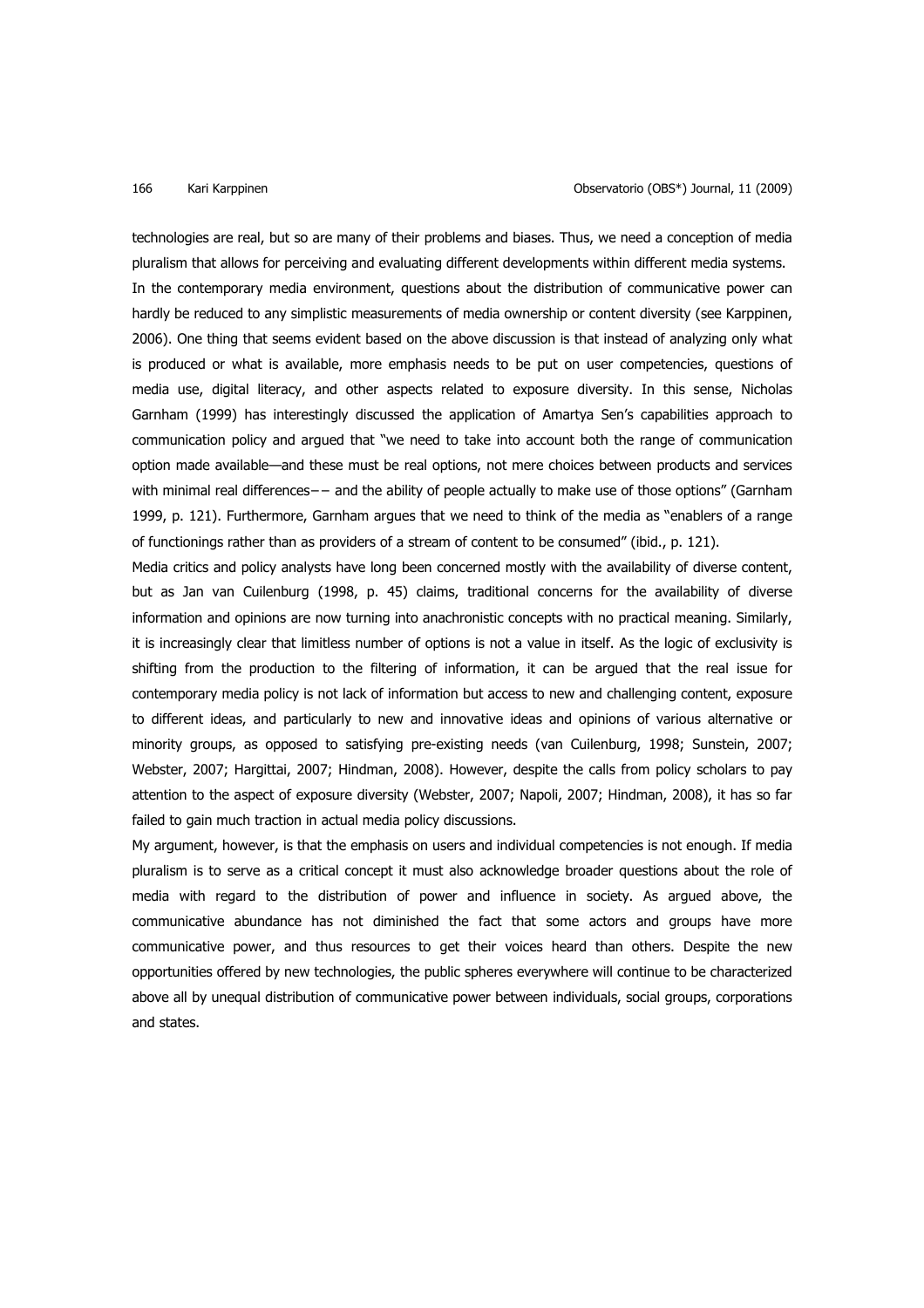technologies are real, but so are many of their problems and biases. Thus, we need a conception of media pluralism that allows for perceiving and evaluating different developments within different media systems.

In the contemporary media environment, questions about the distribution of communicative power can hardly be reduced to any simplistic measurements of media ownership or content diversity (see Karppinen, 2006). One thing that seems evident based on the above discussion is that instead of analyzing only what is produced or what is available, more emphasis needs to be put on user competencies, questions of media use, digital literacy, and other aspects related to exposure diversity. In this sense, Nicholas Garnham (1999) has interestingly discussed the application of Amartya Sen's capabilities approach to communication policy and argued that "we need to take into account both the range of communication option made available—and these must be real options, not mere choices between products and services with minimal real differences−− and the ability of people actually to make use of those options" (Garnham 1999, p. 121). Furthermore, Garnham argues that we need to think of the media as "enablers of a range of functionings rather than as providers of a stream of content to be consumed" (ibid., p. 121).

Media critics and policy analysts have long been concerned mostly with the availability of diverse content, but as Jan van Cuilenburg (1998, p. 45) claims, traditional concerns for the availability of diverse information and opinions are now turning into anachronistic concepts with no practical meaning. Similarly, it is increasingly clear that limitless number of options is not a value in itself. As the logic of exclusivity is shifting from the production to the filtering of information, it can be argued that the real issue for contemporary media policy is not lack of information but access to new and challenging content, exposure to different ideas, and particularly to new and innovative ideas and opinions of various alternative or minority groups, as opposed to satisfying pre-existing needs (van Cuilenburg, 1998; Sunstein, 2007; Webster, 2007; Hargittai, 2007; Hindman, 2008). However, despite the calls from policy scholars to pay attention to the aspect of exposure diversity (Webster, 2007; Napoli, 2007; Hindman, 2008), it has so far failed to gain much traction in actual media policy discussions.

My argument, however, is that the emphasis on users and individual competencies is not enough. If media pluralism is to serve as a critical concept it must also acknowledge broader questions about the role of media with regard to the distribution of power and influence in society. As argued above, the communicative abundance has not diminished the fact that some actors and groups have more communicative power, and thus resources to get their voices heard than others. Despite the new opportunities offered by new technologies, the public spheres everywhere will continue to be characterized above all by unequal distribution of communicative power between individuals, social groups, corporations and states.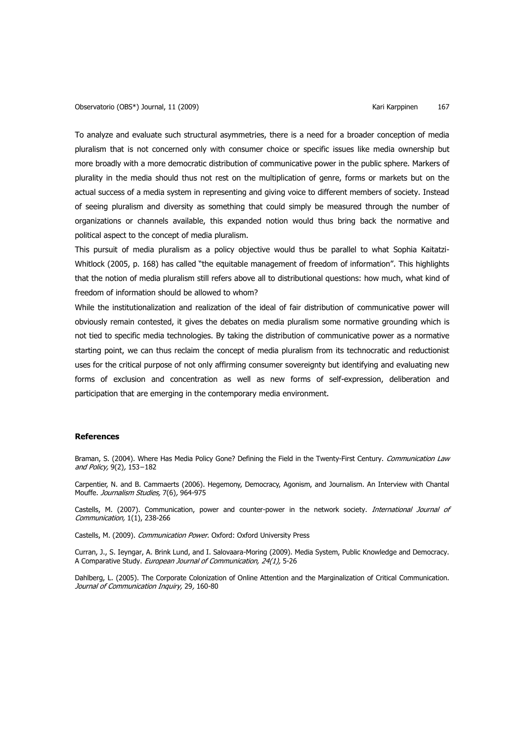To analyze and evaluate such structural asymmetries, there is a need for a broader conception of media pluralism that is not concerned only with consumer choice or specific issues like media ownership but more broadly with a more democratic distribution of communicative power in the public sphere. Markers of plurality in the media should thus not rest on the multiplication of genre, forms or markets but on the actual success of a media system in representing and giving voice to different members of society. Instead of seeing pluralism and diversity as something that could simply be measured through the number of organizations or channels available, this expanded notion would thus bring back the normative and political aspect to the concept of media pluralism.

This pursuit of media pluralism as a policy objective would thus be parallel to what Sophia Kaitatzi-Whitlock (2005, p. 168) has called "the equitable management of freedom of information". This highlights that the notion of media pluralism still refers above all to distributional questions: how much, what kind of freedom of information should be allowed to whom?

While the institutionalization and realization of the ideal of fair distribution of communicative power will obviously remain contested, it gives the debates on media pluralism some normative grounding which is not tied to specific media technologies. By taking the distribution of communicative power as a normative starting point, we can thus reclaim the concept of media pluralism from its technocratic and reductionist uses for the critical purpose of not only affirming consumer sovereignty but identifying and evaluating new forms of exclusion and concentration as well as new forms of self-expression, deliberation and participation that are emerging in the contemporary media environment.

## References

Braman, S. (2004). Where Has Media Policy Gone? Defining the Field in the Twenty-First Century. *Communication Law and Policy,* 9(2), 153–182

Carpentier, N. and B. Cammaerts (2006). Hegemony, Democracy, Agonism, and Journalism. An Interview with Chantal Mouffe. *Journalism Studies,* 7(6), 964-975

Castells, M. (2007). Communication, power and counter-power in the network society. *International Journal of Communication,* 1(1), 238-266

Castells, M. (2009). *Communication Power*. Oxford: Oxford University Press

Curran, J., S. Ieyngar, A. Brink Lund, and I. Salovaara-Moring (2009). Media System, Public Knowledge and Democracy. A Comparative Study. *European Journal of Communication, 24(1),* 5-26

Dahlberg, L. (2005). The Corporate Colonization of Online Attention and the Marginalization of Critical Communication. *Journal of Communication Inquiry,* 29, 160-80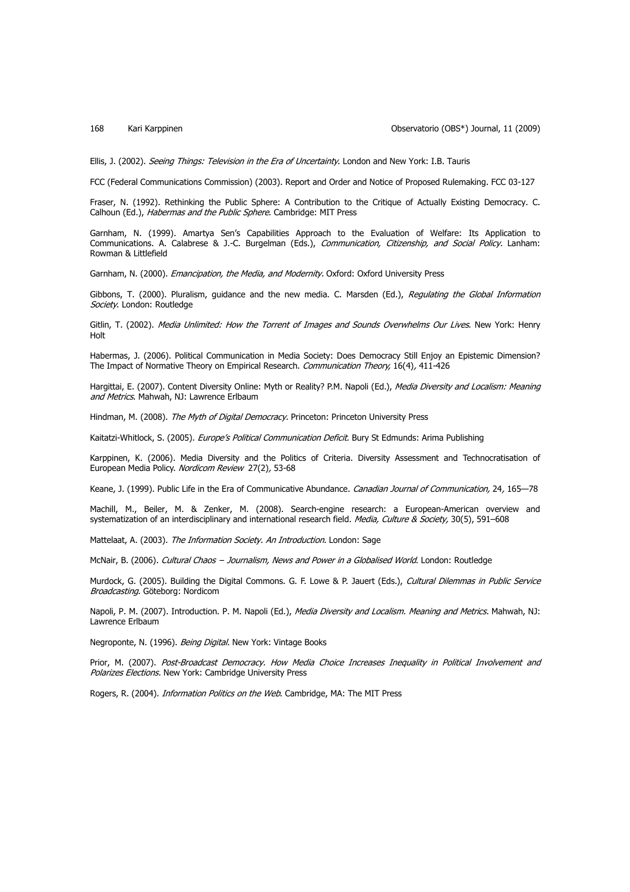Ellis, J. (2002). *Seeing Things: Television in the Era of Uncertainty*. London and New York: I.B. Tauris

FCC (Federal Communications Commission) (2003). Report and Order and Notice of Proposed Rulemaking. FCC 03-127

Fraser, N. (1992). Rethinking the Public Sphere: A Contribution to the Critique of Actually Existing Democracy. C. Calhoun (Ed.), *Habermas and the Public Sphere*. Cambridge: MIT Press

Garnham, N. (1999). Amartya Sen's Capabilities Approach to the Evaluation of Welfare: Its Application to Communications. A. Calabrese & J.-C. Burgelman (Eds.), *Communication, Citizenship, and Social Policy*. Lanham: Rowman & Littlefield

Garnham, N. (2000). *Emancipation, the Media, and Modernity*. Oxford: Oxford University Press

Gibbons, T. (2000). Pluralism, guidance and the new media. C. Marsden (Ed.), *Regulating the Global Information Society*. London: Routledge

Gitlin, T. (2002). *Media Unlimited: How the Torrent of Images and Sounds Overwhelms Our Lives*. New York: Henry Holt

Habermas, J. (2006). Political Communication in Media Society: Does Democracy Still Enjoy an Epistemic Dimension? The Impact of Normative Theory on Empirical Research. *Communication Theory,* 16(4)*,* 411-426

Hargittai, E. (2007). Content Diversity Online: Myth or Reality? P.M. Napoli (Ed.), *Media Diversity and Localism: Meaning and Metrics*. Mahwah, NJ: Lawrence Erlbaum

Hindman, M. (2008). *The Myth of Digital Democracy*. Princeton: Princeton University Press

Kaitatzi-Whitlock, S. (2005). *Europe's Political Communication Deficit*. Bury St Edmunds: Arima Publishing

Karppinen, K. (2006). Media Diversity and the Politics of Criteria. Diversity Assessment and Technocratisation of European Media Policy. *Nordicom Review* 27(2)*,* 53-68

Keane, J. (1999). Public Life in the Era of Communicative Abundance. *Canadian Journal of Communication,* 24*,* 165—78

Machill, M., Beiler, M. & Zenker, M. (2008). Search-engine research: a European-American overview and systematization of an interdisciplinary and international research field. *Media, Culture & Society,* 30(5), 591–608

Mattelaat, A. (2003). *The Information Society. An Introduction*. London: Sage

McNair, B. (2006). *Cultural Chaos – Journalism, News and Power in a Globalised World*. London: Routledge

Murdock, G. (2005). Building the Digital Commons. G. F. Lowe & P. Jauert (Eds.), *Cultural Dilemmas in Public Service Broadcasting*. Göteborg: Nordicom

Napoli, P. M. (2007). Introduction. P. M. Napoli (Ed.), *Media Diversity and Localism. Meaning and Metrics*. Mahwah, NJ: Lawrence Erlbaum

Negroponte, N. (1996). *Being Digital*. New York: Vintage Books

Prior, M. (2007). *Post-Broadcast Democracy. How Media Choice Increases Inequality in Political Involvement and Polarizes Elections*. New York: Cambridge University Press

Rogers, R. (2004). *Information Politics on the Web*. Cambridge, MA: The MIT Press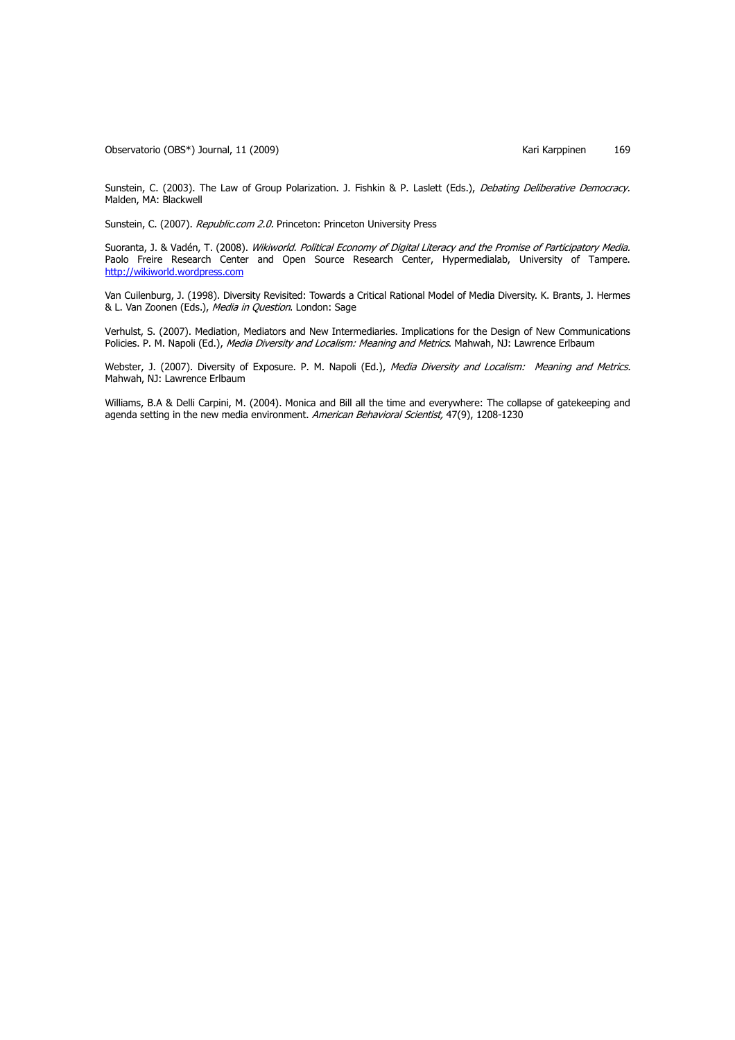Sunstein, C. (2003). The Law of Group Polarization. J. Fishkin & P. Laslett (Eds.), *Debating Deliberative Democracy.* Malden, MA: Blackwell

Sunstein, C. (2007). *Republic.com 2.0*. Princeton: Princeton University Press

Suoranta, J. & Vadén, T. (2008). *Wikiworld. Political Economy of Digital Literacy and the Promise of Participatory Media.* Paolo Freire Research Center and Open Source Research Center, Hypermedialab, University of Tampere. http://wikiworld.wordpress.com

Van Cuilenburg, J. (1998). Diversity Revisited: Towards a Critical Rational Model of Media Diversity. K. Brants, J. Hermes & L. Van Zoonen (Eds.), *Media in Question*. London: Sage

Verhulst, S. (2007). Mediation, Mediators and New Intermediaries. Implications for the Design of New Communications Policies. P. M. Napoli (Ed.), *Media Diversity and Localism: Meaning and Metrics*. Mahwah, NJ: Lawrence Erlbaum

Webster, J. (2007). Diversity of Exposure. P. M. Napoli (Ed.), *Media Diversity and Localism: Meaning and Metrics.* Mahwah, NJ: Lawrence Erlbaum

Williams, B.A & Delli Carpini, M. (2004). Monica and Bill all the time and everywhere: The collapse of gatekeeping and agenda setting in the new media environment. *American Behavioral Scientist,* 47(9), 1208-1230